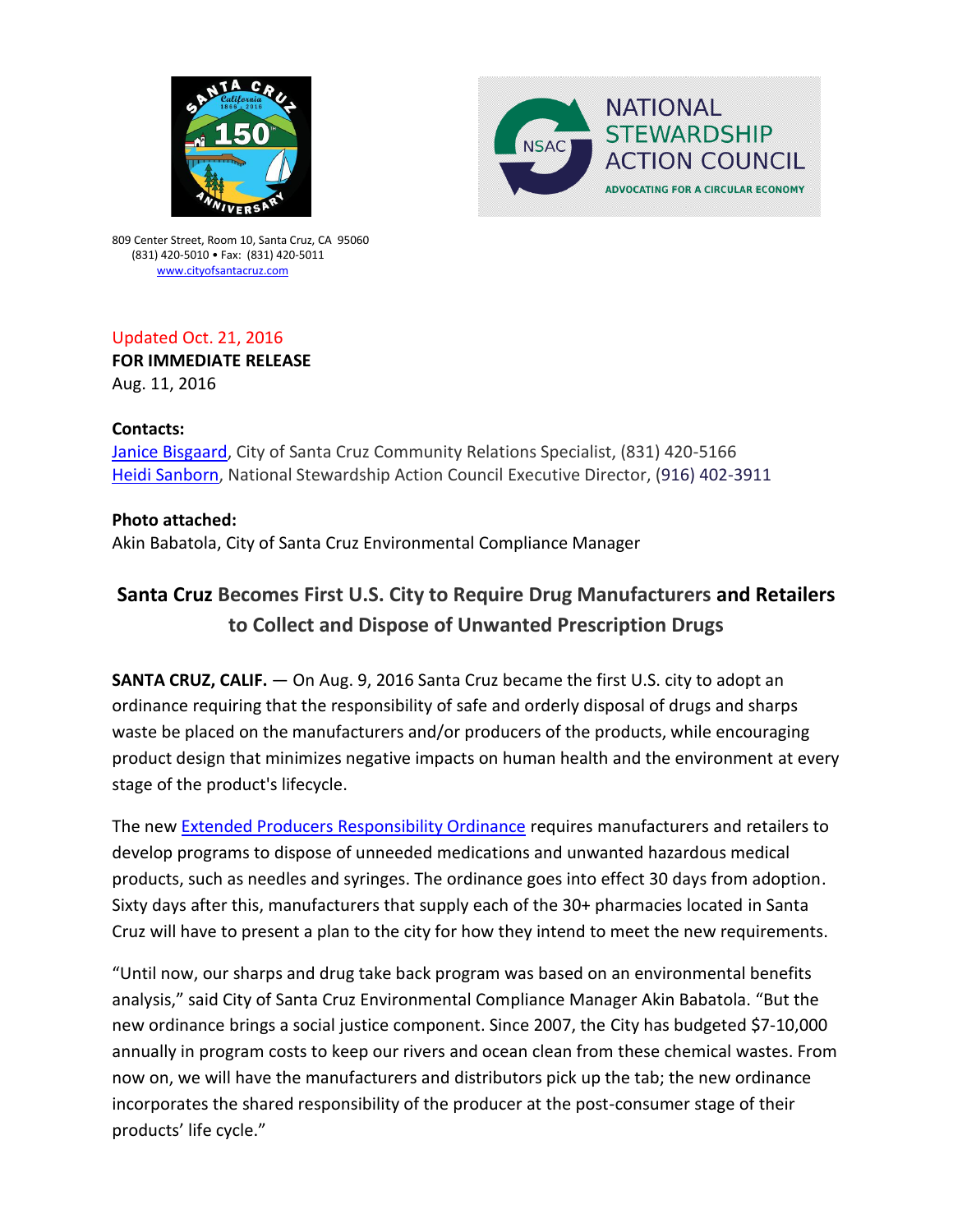NATIONAL STEWARDSHIP ACTION COUNCIL

ADVOCATING FOR A CIRCULAR ECONOMY

809 Center Street, Room 10, Santa Cruz, CA 95060
(831) 420-5010 • Fax: (831) 420-5011
www.cityofsantacruz.com

Updated Oct. 21, 2016

**FOR IMMEDIATE RELEASE**

Aug. 11, 2016

**Contacts:**

Janice Bisgaard, City of Santa Cruz Community Relations Specialist, (831) 420-5166
Heidi Sanborn, National Stewardship Action Council Executive Director, (916) 402-3911

**Photo attached:**

Akin Babatola, City of Santa Cruz Environmental Compliance Manager

## Santa Cruz Becomes First U.S. City to Require Drug Manufacturers and Retailers to Collect and Dispose of Unwanted Prescription Drugs

**SANTA CRUZ, CALIF.** — On Aug. 9, 2016 Santa Cruz became the first U.S. city to adopt an ordinance requiring that the responsibility of safe and orderly disposal of drugs and sharps waste be placed on the manufacturers and/or producers of the products, while encouraging product design that minimizes negative impacts on human health and the environment at every stage of the product's lifecycle.

The new Extended Producers Responsibility Ordinance requires manufacturers and retailers to develop programs to dispose of unneeded medications and unwanted hazardous medical products, such as needles and syringes. The ordinance goes into effect 30 days from adoption. Sixty days after this, manufacturers that supply each of the 30+ pharmacies located in Santa Cruz will have to present a plan to the city for how they intend to meet the new requirements.

"Until now, our sharps and drug take back program was based on an environmental benefits analysis," said City of Santa Cruz Environmental Compliance Manager Akin Babatola. "But the new ordinance brings a social justice component. Since 2007, the City has budgeted $7-10,000 annually in program costs to keep our rivers and ocean clean from these chemical wastes. From now on, we will have the manufacturers and distributors pick up the tab; the new ordinance incorporates the shared responsibility of the producer at the post-consumer stage of their products' life cycle."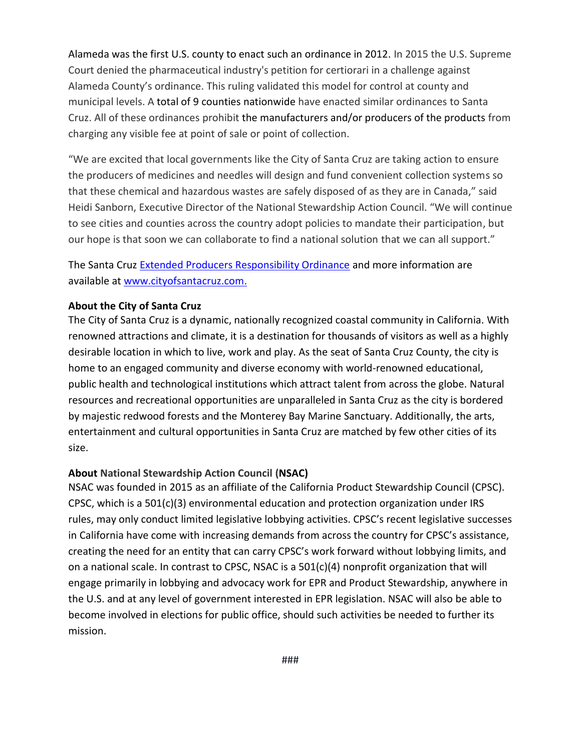Alameda was the first U.S. county to enact such an ordinance in 2012. In 2015 the U.S. Supreme Court denied the pharmaceutical industry's petition for certiorari in a challenge against Alameda County's ordinance. This ruling validated this model for control at county and municipal levels. A total of 9 counties nationwide have enacted similar ordinances to Santa Cruz. All of these ordinances prohibit the manufacturers and/or producers of the products from charging any visible fee at point of sale or point of collection.

"We are excited that local governments like the City of Santa Cruz are taking action to ensure the producers of medicines and needles will design and fund convenient collection systems so that these chemical and hazardous wastes are safely disposed of as they are in Canada," said Heidi Sanborn, Executive Director of the National Stewardship Action Council. "We will continue to see cities and counties across the country adopt policies to mandate their participation, but our hope is that soon we can collaborate to find a national solution that we can all support."

The Santa Cruz Extended Producers Responsibility Ordinance and more information are available at www.cityofsantacruz.com.

**About the City of Santa Cruz**
The City of Santa Cruz is a dynamic, nationally recognized coastal community in California. With renowned attractions and climate, it is a destination for thousands of visitors as well as a highly desirable location in which to live, work and play. As the seat of Santa Cruz County, the city is home to an engaged community and diverse economy with world-renowned educational, public health and technological institutions which attract talent from across the globe. Natural resources and recreational opportunities are unparalleled in Santa Cruz as the city is bordered by majestic redwood forests and the Monterey Bay Marine Sanctuary. Additionally, the arts, entertainment and cultural opportunities in Santa Cruz are matched by few other cities of its size.

**About National Stewardship Action Council (NSAC)**
NSAC was founded in 2015 as an affiliate of the California Product Stewardship Council (CPSC). CPSC, which is a 501(c)(3) environmental education and protection organization under IRS rules, may only conduct limited legislative lobbying activities. CPSC's recent legislative successes in California have come with increasing demands from across the country for CPSC's assistance, creating the need for an entity that can carry CPSC's work forward without lobbying limits, and on a national scale. In contrast to CPSC, NSAC is a 501(c)(4) nonprofit organization that will engage primarily in lobbying and advocacy work for EPR and Product Stewardship, anywhere in the U.S. and at any level of government interested in EPR legislation. NSAC will also be able to become involved in elections for public office, should such activities be needed to further its mission.

###